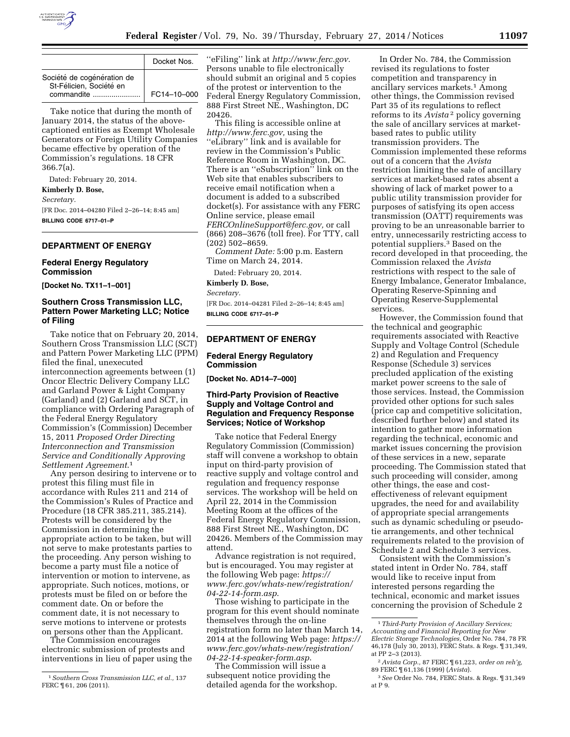| | Docket Nos. |
|---|---|
| Société de cogénération de St-Félicien, Société en commandite | FC14–10–000 |

Take notice that during the month of January 2014, the status of the above-captioned entities as Exempt Wholesale Generators or Foreign Utility Companies became effective by operation of the Commission's regulations. 18 CFR 366.7(a).

Dated: February 20, 2014.

**Kimberly D. Bose,**

*Secretary.*

[FR Doc. 2014–04280 Filed 2–26–14; 8:45 am]

**BILLING CODE 6717–01–P**

## DEPARTMENT OF ENERGY

### Federal Energy Regulatory Commission

**[Docket No. TX11–1–001]**

### Southern Cross Transmission LLC, Pattern Power Marketing LLC; Notice of Filing

Take notice that on February 20, 2014, Southern Cross Transmission LLC (SCT) and Pattern Power Marketing LLC (PPM) filed the final, unexecuted interconnection agreements between (1) Oncor Electric Delivery Company LLC and Garland Power & Light Company (Garland) and (2) Garland and SCT, in compliance with Ordering Paragraph of the Federal Energy Regulatory Commission's (Commission) December 15, 2011 *Proposed Order Directing Interconnection and Transmission Service and Conditionally Approving Settlement Agreement*.[1]

Any person desiring to intervene or to protest this filing must file in accordance with Rules 211 and 214 of the Commission's Rules of Practice and Procedure (18 CFR 385.211, 385.214). Protests will be considered by the Commission in determining the appropriate action to be taken, but will not serve to make protestants parties to the proceeding. Any person wishing to become a party must file a notice of intervention or motion to intervene, as appropriate. Such notices, motions, or protests must be filed on or before the comment date. On or before the comment date, it is not necessary to serve motions to intervene or protests on persons other than the Applicant.

The Commission encourages electronic submission of protests and interventions in lieu of paper using the ''eFiling'' link at *http://www.ferc.gov.* Persons unable to file electronically should submit an original and 5 copies of the protest or intervention to the Federal Energy Regulatory Commission, 888 First Street NE., Washington, DC 20426.

This filing is accessible online at *http://www.ferc.gov,* using the ''eLibrary'' link and is available for review in the Commission's Public Reference Room in Washington, DC. There is an ''eSubscription'' link on the Web site that enables subscribers to receive email notification when a document is added to a subscribed docket(s). For assistance with any FERC Online service, please email *FERCOnlineSupport@ferc.gov,* or call (866) 208–3676 (toll free). For TTY, call (202) 502–8659.

*Comment Date:* 5:00 p.m. Eastern Time on March 24, 2014.

Dated: February 20, 2014.

**Kimberly D. Bose,**

*Secretary.*

[FR Doc. 2014–04281 Filed 2–26–14; 8:45 am]

**BILLING CODE 6717–01–P**

[1] *Southern Cross Transmission LLC, et al.,* 137 FERC ¶ 61, 206 (2011).

## DEPARTMENT OF ENERGY

### Federal Energy Regulatory Commission

**[Docket No. AD14–7–000]**

### Third-Party Provision of Reactive Supply and Voltage Control and Regulation and Frequency Response Services; Notice of Workshop

Take notice that Federal Energy Regulatory Commission (Commission) staff will convene a workshop to obtain input on third-party provision of reactive supply and voltage control and regulation and frequency response services. The workshop will be held on April 22, 2014 in the Commission Meeting Room at the offices of the Federal Energy Regulatory Commission, 888 First Street NE., Washington, DC 20426. Members of the Commission may attend.

Advance registration is not required, but is encouraged. You may register at the following Web page: *https://www.ferc.gov/whats-new/registration/04-22-14-form.asp*.

Those wishing to participate in the program for this event should nominate themselves through the on-line registration form no later than March 14, 2014 at the following Web page: *https://www.ferc.gov/whats-new/registration/04-22-14-speaker-form.asp*.

The Commission will issue a subsequent notice providing the detailed agenda for the workshop.

In Order No. 784, the Commission revised its regulations to foster competition and transparency in ancillary services markets.[1] Among other things, the Commission revised Part 35 of its regulations to reflect reforms to its *Avista*[2] policy governing the sale of ancillary services at market-based rates to public utility transmission providers. The Commission implemented these reforms out of a concern that the *Avista* restriction limiting the sale of ancillary services at market-based rates absent a showing of lack of market power to a public utility transmission provider for purposes of satisfying its open access transmission (OATT) requirements was proving to be an unreasonable barrier to entry, unnecessarily restricting access to potential suppliers.[3] Based on the record developed in that proceeding, the Commission relaxed the *Avista* restrictions with respect to the sale of Energy Imbalance, Generator Imbalance, Operating Reserve-Spinning and Operating Reserve-Supplemental services.

However, the Commission found that the technical and geographic requirements associated with Reactive Supply and Voltage Control (Schedule 2) and Regulation and Frequency Response (Schedule 3) services precluded application of the existing market power screens to the sale of those services. Instead, the Commission provided other options for such sales (price cap and competitive solicitation, described further below) and stated its intention to gather more information regarding the technical, economic and market issues concerning the provision of these services in a new, separate proceeding. The Commission stated that such proceeding will consider, among other things, the ease and cost-effectiveness of relevant equipment upgrades, the need for and availability of appropriate special arrangements such as dynamic scheduling or pseudo-tie arrangements, and other technical requirements related to the provision of Schedule 2 and Schedule 3 services.

Consistent with the Commission's stated intent in Order No. 784, staff would like to receive input from interested persons regarding the technical, economic and market issues concerning the provision of Schedule 2

[1] *Third-Party Provision of Ancillary Services; Accounting and Financial Reporting for New Electric Storage Technologies*, Order No. 784, 78 FR 46,178 (July 30, 2013), FERC Stats. & Regs. ¶ 31,349, at PP 2–3 (2013).

[2] *Avista Corp.,* 87 FERC ¶ 61,223, *order on reh'g,* 89 FERC ¶ 61,136 (1999) (*Avista*).

[3] *See* Order No. 784, FERC Stats. & Regs. ¶ 31,349 at P 9.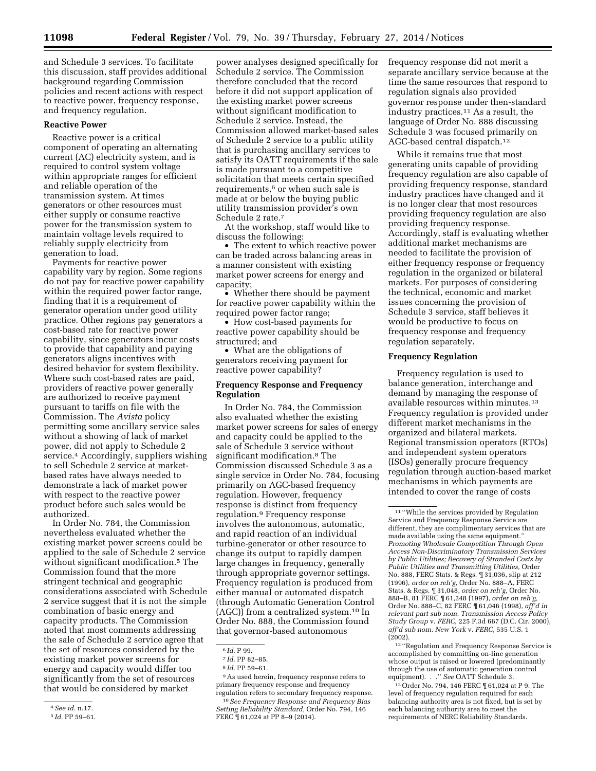and Schedule 3 services. To facilitate this discussion, staff provides additional background regarding Commission policies and recent actions with respect to reactive power, frequency response, and frequency regulation.

### Reactive Power

Reactive power is a critical component of operating an alternating current (AC) electricity system, and is required to control system voltage within appropriate ranges for efficient and reliable operation of the transmission system. At times generators or other resources must either supply or consume reactive power for the transmission system to maintain voltage levels required to reliably supply electricity from generation to load.

Payments for reactive power capability vary by region. Some regions do not pay for reactive power capability within the required power factor range, finding that it is a requirement of generator operation under good utility practice. Other regions pay generators a cost-based rate for reactive power capability, since generators incur costs to provide that capability and paying generators aligns incentives with desired behavior for system flexibility. Where such cost-based rates are paid, providers of reactive power generally are authorized to receive payment pursuant to tariffs on file with the Commission. The *Avista* policy permitting some ancillary service sales without a showing of lack of market power, did not apply to Schedule 2 service.[4] Accordingly, suppliers wishing to sell Schedule 2 service at market-based rates have always needed to demonstrate a lack of market power with respect to the reactive power product before such sales would be authorized.

In Order No. 784, the Commission nevertheless evaluated whether the existing market power screens could be applied to the sale of Schedule 2 service without significant modification.[5] The Commission found that the more stringent technical and geographic considerations associated with Schedule 2 service suggest that it is not the simple combination of basic energy and capacity products. The Commission noted that most comments addressing the sale of Schedule 2 service agree that the set of resources considered by the existing market power screens for energy and capacity would differ too significantly from the set of resources that would be considered by market power analyses designed specifically for Schedule 2 service. The Commission therefore concluded that the record before it did not support application of the existing market power screens without significant modification to Schedule 2 service. Instead, the Commission allowed market-based sales of Schedule 2 service to a public utility that is purchasing ancillary services to satisfy its OATT requirements if the sale is made pursuant to a competitive solicitation that meets certain specified requirements,[6] or when such sale is made at or below the buying public utility transmission provider's own Schedule 2 rate.[7]

At the workshop, staff would like to discuss the following:

- The extent to which reactive power can be traded across balancing areas in a manner consistent with existing market power screens for energy and capacity;
- Whether there should be payment for reactive power capability within the required power factor range;
- How cost-based payments for reactive power capability should be structured; and
- What are the obligations of generators receiving payment for reactive power capability?

### Frequency Response and Frequency Regulation

In Order No. 784, the Commission also evaluated whether the existing market power screens for sales of energy and capacity could be applied to the sale of Schedule 3 service without significant modification.[8] The Commission discussed Schedule 3 as a single service in Order No. 784, focusing primarily on AGC-based frequency regulation. However, frequency response is distinct from frequency regulation.[9] Frequency response involves the autonomous, automatic, and rapid reaction of an individual turbine-generator or other resource to change its output to rapidly dampen large changes in frequency, generally through appropriate governor settings. Frequency regulation is produced from either manual or automated dispatch (through Automatic Generation Control (AGC)) from a centralized system.[10] In Order No. 888, the Commission found that governor-based autonomous frequency response did not merit a separate ancillary service because at the time the same resources that respond to regulation signals also provided governor response under then-standard industry practices.[11] As a result, the language of Order No. 888 discussing Schedule 3 was focused primarily on AGC-based central dispatch.[12]

While it remains true that most generating units capable of providing frequency regulation are also capable of providing frequency response, standard industry practices have changed and it is no longer clear that most resources providing frequency regulation are also providing frequency response. Accordingly, staff is evaluating whether additional market mechanisms are needed to facilitate the provision of either frequency response or frequency regulation in the organized or bilateral markets. For purposes of considering the technical, economic and market issues concerning the provision of Schedule 3 service, staff believes it would be productive to focus on frequency response and frequency regulation separately.

### Frequency Regulation

Frequency regulation is used to balance generation, interchange and demand by managing the response of available resources within minutes.[13] Frequency regulation is provided under different market mechanisms in the organized and bilateral markets. Regional transmission operators (RTOs) and independent system operators (ISOs) generally procure frequency regulation through auction-based market mechanisms in which payments are intended to cover the range of costs

---

[4] *See id.* n.17.

[5] *Id.* PP 59–61.

[6] *Id.* P 99.

[7] *Id.* PP 82–85.

[8] *Id.* PP 59–61.

[9] As used herein, frequency response refers to primary frequency response and frequency regulation refers to secondary frequency response.

[10] *See Frequency Response and Frequency Bias Setting Reliability Standard,* Order No. 794, 146 FERC ¶ 61,024 at PP 8–9 (2014).

[11] "While the services provided by Regulation Service and Frequency Response Service are different, they are complimentary services that are made available using the same equipment." *Promoting Wholesale Competition Through Open Access Non-Discriminatory Transmission Services by Public Utilities; Recovery of Stranded Costs by Public Utilities and Transmitting Utilities,* Order No. 888, FERC Stats. & Regs. ¶ 31,036, slip at 212 (1996), *order on reh'g,* Order No. 888–A, FERC Stats. & Regs. ¶ 31,048, *order on reh'g,* Order No. 888–B, 81 FERC ¶ 61,248 (1997), *order on reh'g,* Order No. 888–C, 82 FERC ¶ 61,046 (1998), *aff'd in relevant part sub nom. Transmission Access Policy Study Group* v. *FERC,* 225 F.3d 667 (D.C. Cir. 2000), *aff'd sub nom. New York* v. *FERC,* 535 U.S. 1 (2002).

[12] "Regulation and Frequency Response Service is accomplished by committing on-line generation whose output is raised or lowered (predominantly through the use of automatic generation control equipment). . ." *See* OATT Schedule 3.

[13] Order No. 794, 146 FERC ¶ 61,024 at P 9. The level of frequency regulation required for each balancing authority area is not fixed, but is set by each balancing authority area to meet the requirements of NERC Reliability Standards.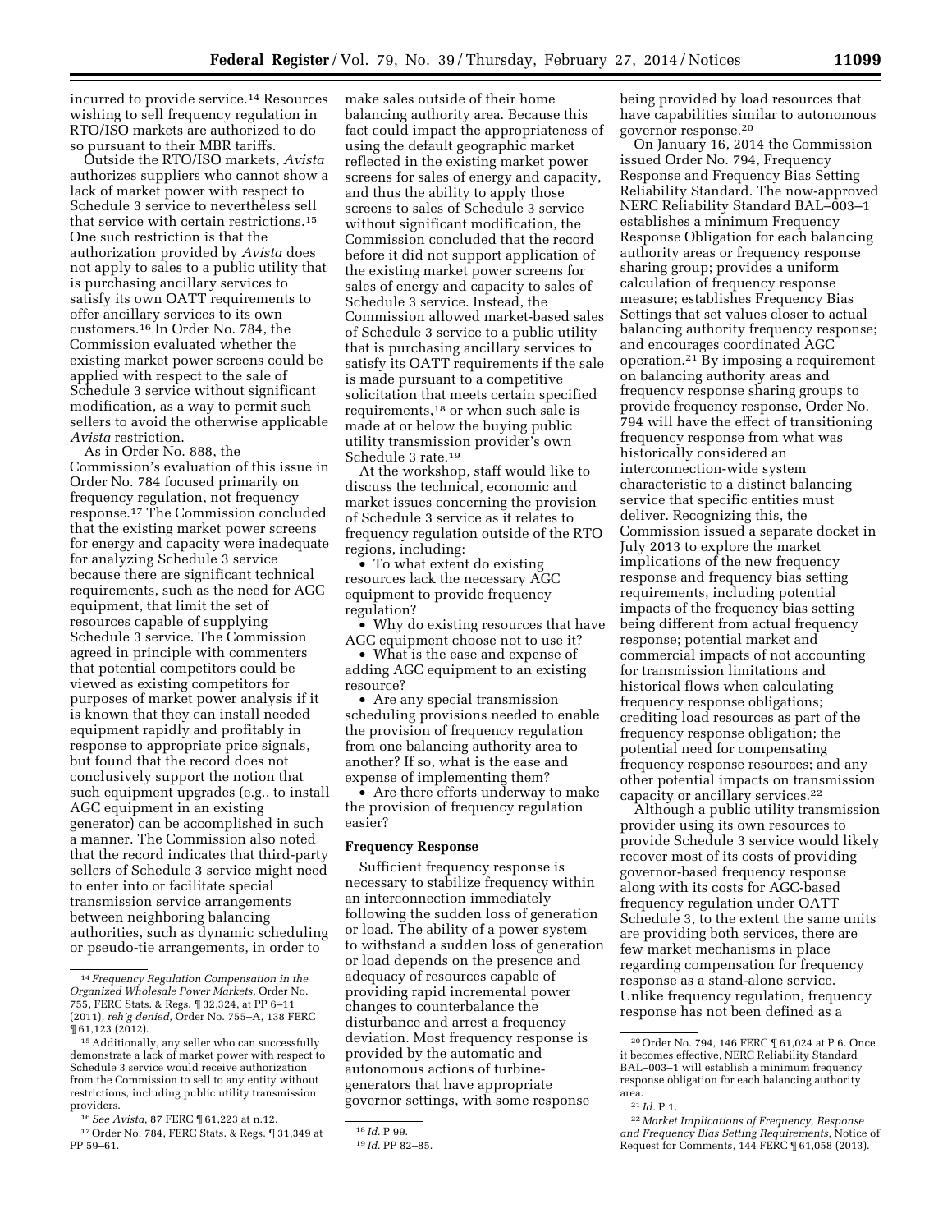incurred to provide service.[14] Resources wishing to sell frequency regulation in RTO/ISO markets are authorized to do so pursuant to their MBR tariffs.

Outside the RTO/ISO markets, *Avista* authorizes suppliers who cannot show a lack of market power with respect to Schedule 3 service to nevertheless sell that service with certain restrictions.[15] One such restriction is that the authorization provided by *Avista* does not apply to sales to a public utility that is purchasing ancillary services to satisfy its own OATT requirements to offer ancillary services to its own customers.[16] In Order No. 784, the Commission evaluated whether the existing market power screens could be applied with respect to the sale of Schedule 3 service without significant modification, as a way to permit such sellers to avoid the otherwise applicable *Avista* restriction.

As in Order No. 888, the Commission's evaluation of this issue in Order No. 784 focused primarily on frequency regulation, not frequency response.[17] The Commission concluded that the existing market power screens for energy and capacity were inadequate for analyzing Schedule 3 service because there are significant technical requirements, such as the need for AGC equipment, that limit the set of resources capable of supplying Schedule 3 service. The Commission agreed in principle with commenters that potential competitors could be viewed as existing competitors for purposes of market power analysis if it is known that they can install needed equipment rapidly and profitably in response to appropriate price signals, but found that the record does not conclusively support the notion that such equipment upgrades (e.g., to install AGC equipment in an existing generator) can be accomplished in such a manner. The Commission also noted that the record indicates that third-party sellers of Schedule 3 service might need to enter into or facilitate special transmission service arrangements between neighboring balancing authorities, such as dynamic scheduling or pseudo-tie arrangements, in order to make sales outside of their home balancing authority area. Because this fact could impact the appropriateness of using the default geographic market reflected in the existing market power screens for sales of energy and capacity, and thus the ability to apply those screens to sales of Schedule 3 service without significant modification, the Commission concluded that the record before it did not support application of the existing market power screens for sales of energy and capacity to sales of Schedule 3 service. Instead, the Commission allowed market-based sales of Schedule 3 service to a public utility that is purchasing ancillary services to satisfy its OATT requirements if the sale is made pursuant to a competitive solicitation that meets certain specified requirements,[18] or when such sale is made at or below the buying public utility transmission provider's own Schedule 3 rate.[19]

At the workshop, staff would like to discuss the technical, economic and market issues concerning the provision of Schedule 3 service as it relates to frequency regulation outside of the RTO regions, including:

- To what extent do existing resources lack the necessary AGC equipment to provide frequency regulation?
- Why do existing resources that have AGC equipment choose not to use it?
- What is the ease and expense of adding AGC equipment to an existing resource?
- Are any special transmission scheduling provisions needed to enable the provision of frequency regulation from one balancing authority area to another? If so, what is the ease and expense of implementing them?
- Are there efforts underway to make the provision of frequency regulation easier?

**Frequency Response**

Sufficient frequency response is necessary to stabilize frequency within an interconnection immediately following the sudden loss of generation or load. The ability of a power system to withstand a sudden loss of generation or load depends on the presence and adequacy of resources capable of providing rapid incremental power changes to counterbalance the disturbance and arrest a frequency deviation. Most frequency response is provided by the automatic and autonomous actions of turbine-generators that have appropriate governor settings, with some response being provided by load resources that have capabilities similar to autonomous governor response.[20]

On January 16, 2014 the Commission issued Order No. 794, Frequency Response and Frequency Bias Setting Reliability Standard. The now-approved NERC Reliability Standard BAL–003–1 establishes a minimum Frequency Response Obligation for each balancing authority areas or frequency response sharing group; provides a uniform calculation of frequency response measure; establishes Frequency Bias Settings that set values closer to actual balancing authority frequency response; and encourages coordinated AGC operation.[21] By imposing a requirement on balancing authority areas and frequency response sharing groups to provide frequency response, Order No. 794 will have the effect of transitioning frequency response from what was historically considered an interconnection-wide system characteristic to a distinct balancing service that specific entities must deliver. Recognizing this, the Commission issued a separate docket in July 2013 to explore the market implications of the new frequency response and frequency bias setting requirements, including potential impacts of the frequency bias setting being different from actual frequency response; potential market and commercial impacts of not accounting for transmission limitations and historical flows when calculating frequency response obligations; crediting load resources as part of the frequency response obligation; the potential need for compensating frequency response resources; and any other potential impacts on transmission capacity or ancillary services.[22]

Although a public utility transmission provider using its own resources to provide Schedule 3 service would likely recover most of its costs of providing governor-based frequency response along with its costs for AGC-based frequency regulation under OATT Schedule 3, to the extent the same units are providing both services, there are few market mechanisms in place regarding compensation for frequency response as a stand-alone service. Unlike frequency regulation, frequency response has not been defined as a

---

[14] *Frequency Regulation Compensation in the Organized Wholesale Power Markets,* Order No. 755, FERC Stats. & Regs. ¶ 32,324, at PP 6–11 (2011), *reh'g denied,* Order No. 755–A, 138 FERC ¶ 61,123 (2012).

[15] Additionally, any seller who can successfully demonstrate a lack of market power with respect to Schedule 3 service would receive authorization from the Commission to sell to any entity without restrictions, including public utility transmission providers.

[16] *See Avista,* 87 FERC ¶ 61,223 at n.12.

[17] Order No. 784, FERC Stats. & Regs. ¶ 31,349 at PP 59–61.

[18] *Id.* P 99.

[19] *Id.* PP 82–85.

[20] Order No. 794, 146 FERC ¶ 61,024 at P 6. Once it becomes effective, NERC Reliability Standard BAL–003–1 will establish a minimum frequency response obligation for each balancing authority area.

[21] *Id.* P 1.

[22] *Market Implications of Frequency, Response and Frequency Bias Setting Requirements,* Notice of Request for Comments, 144 FERC ¶ 61,058 (2013).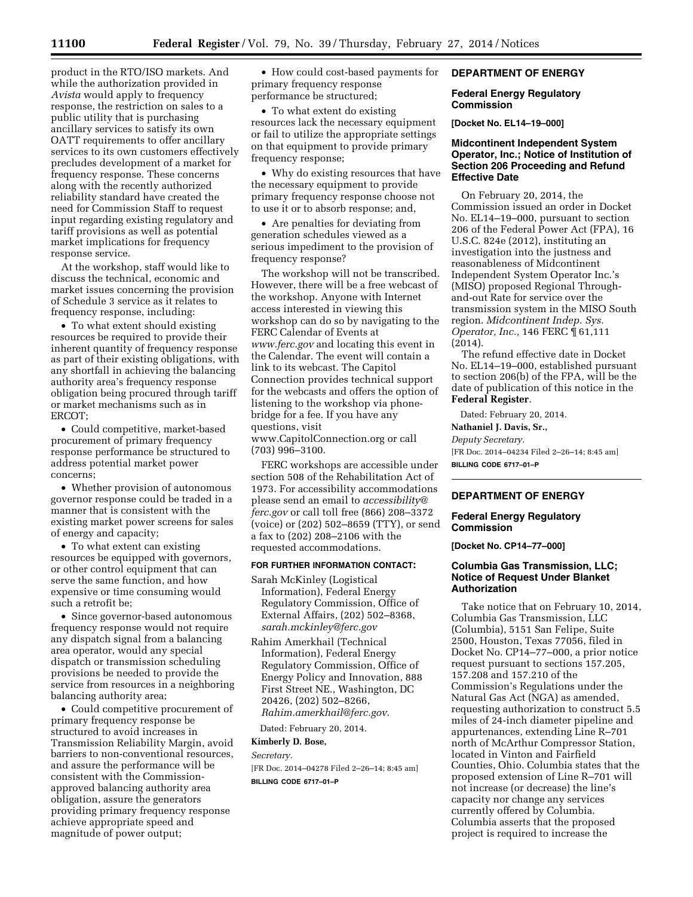product in the RTO/ISO markets. And while the authorization provided in *Avista* would apply to frequency response, the restriction on sales to a public utility that is purchasing ancillary services to satisfy its own OATT requirements to offer ancillary services to its own customers effectively precludes development of a market for frequency response. These concerns along with the recently authorized reliability standard have created the need for Commission Staff to request input regarding existing regulatory and tariff provisions as well as potential market implications for frequency response service.

At the workshop, staff would like to discuss the technical, economic and market issues concerning the provision of Schedule 3 service as it relates to frequency response, including:

- To what extent should existing resources be required to provide their inherent quantity of frequency response as part of their existing obligations, with any shortfall in achieving the balancing authority area's frequency response obligation being procured through tariff or market mechanisms such as in ERCOT;
- Could competitive, market-based procurement of primary frequency response performance be structured to address potential market power concerns;
- Whether provision of autonomous governor response could be traded in a manner that is consistent with the existing market power screens for sales of energy and capacity;
- To what extent can existing resources be equipped with governors, or other control equipment that can serve the same function, and how expensive or time consuming would such a retrofit be;
- Since governor-based autonomous frequency response would not require any dispatch signal from a balancing area operator, would any special dispatch or transmission scheduling provisions be needed to provide the service from resources in a neighboring balancing authority area;
- Could competitive procurement of primary frequency response be structured to avoid increases in Transmission Reliability Margin, avoid barriers to non-conventional resources, and assure the performance will be consistent with the Commission-approved balancing authority area obligation, assure the generators providing primary frequency response achieve appropriate speed and magnitude of power output;
- How could cost-based payments for primary frequency response performance be structured;
- To what extent do existing resources lack the necessary equipment or fail to utilize the appropriate settings on that equipment to provide primary frequency response;
- Why do existing resources that have the necessary equipment to provide primary frequency response choose not to use it or to absorb response; and,
- Are penalties for deviating from generation schedules viewed as a serious impediment to the provision of frequency response?

The workshop will not be transcribed. However, there will be a free webcast of the workshop. Anyone with Internet access interested in viewing this workshop can do so by navigating to the FERC Calendar of Events at *www.ferc.gov* and locating this event in the Calendar. The event will contain a link to its webcast. The Capitol Connection provides technical support for the webcasts and offers the option of listening to the workshop via phone-bridge for a fee. If you have any questions, visit www.CapitolConnection.org or call (703) 996–3100.

FERC workshops are accessible under section 508 of the Rehabilitation Act of 1973. For accessibility accommodations please send an email to *accessibility@ferc.gov* or call toll free (866) 208–3372 (voice) or (202) 502–8659 (TTY), or send a fax to (202) 208–2106 with the requested accommodations.

**FOR FURTHER INFORMATION CONTACT:**

Sarah McKinley (Logistical Information), Federal Energy Regulatory Commission, Office of External Affairs, (202) 502–8368, *sarah.mckinley@ferc.gov*

Rahim Amerkhail (Technical Information), Federal Energy Regulatory Commission, Office of Energy Policy and Innovation, 888 First Street NE., Washington, DC 20426, (202) 502–8266, *Rahim.amerkhail@ferc.gov*.

Dated: February 20, 2014.

**Kimberly D. Bose,**

*Secretary.*

[FR Doc. 2014–04278 Filed 2–26–14; 8:45 am]

**BILLING CODE 6717–01–P**

## DEPARTMENT OF ENERGY

### Federal Energy Regulatory Commission

**[Docket No. EL14–19–000]**

### Midcontinent Independent System Operator, Inc.; Notice of Institution of Section 206 Proceeding and Refund Effective Date

On February 20, 2014, the Commission issued an order in Docket No. EL14–19–000, pursuant to section 206 of the Federal Power Act (FPA), 16 U.S.C. 824e (2012), instituting an investigation into the justness and reasonableness of Midcontinent Independent System Operator Inc.'s (MISO) proposed Regional Through-and-out Rate for service over the transmission system in the MISO South region. *Midcontinent Indep. Sys. Operator, Inc.,* 146 FERC ¶ 61,111 (2014).

The refund effective date in Docket No. EL14–19–000, established pursuant to section 206(b) of the FPA, will be the date of publication of this notice in the **Federal Register**.

Dated: February 20, 2014.

**Nathaniel J. Davis, Sr.,**

*Deputy Secretary.*

[FR Doc. 2014–04234 Filed 2–26–14; 8:45 am]

**BILLING CODE 6717–01–P**

## DEPARTMENT OF ENERGY

### Federal Energy Regulatory Commission

**[Docket No. CP14–77–000]**

### Columbia Gas Transmission, LLC; Notice of Request Under Blanket Authorization

Take notice that on February 10, 2014, Columbia Gas Transmission, LLC (Columbia), 5151 San Felipe, Suite 2500, Houston, Texas 77056, filed in Docket No. CP14–77–000, a prior notice request pursuant to sections 157.205, 157.208 and 157.210 of the Commission's Regulations under the Natural Gas Act (NGA) as amended, requesting authorization to construct 5.5 miles of 24-inch diameter pipeline and appurtenances, extending Line R–701 north of McArthur Compressor Station, located in Vinton and Fairfield Counties, Ohio. Columbia states that the proposed extension of Line R–701 will not increase (or decrease) the line's capacity nor change any services currently offered by Columbia. Columbia asserts that the proposed project is required to increase the